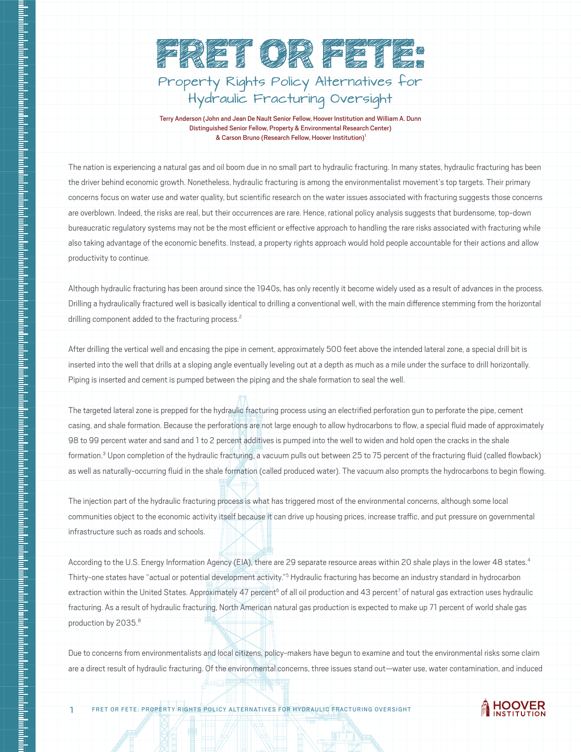# FRET OR FETE:

## Property Rights Policy Alternatives for Hydraulic Fracturing Oversight

Terry Anderson (John and Jean De Nault Senior Fellow, Hoover Institution and William A. Dunn Distinguished Senior Fellow, Property & Environmental Research Center) & Carson Bruno (Research Fellow, Hoover Institution)[1]

The nation is experiencing a natural gas and oil boom due in no small part to hydraulic fracturing. In many states, hydraulic fracturing has been the driver behind economic growth. Nonetheless, hydraulic fracturing is among the environmentalist movement's top targets. Their primary concerns focus on water use and water quality, but scientific research on the water issues associated with fracturing suggests those concerns are overblown. Indeed, the risks are real, but their occurrences are rare. Hence, rational policy analysis suggests that burdensome, top-down bureaucratic regulatory systems may not be the most efficient or effective approach to handling the rare risks associated with fracturing while also taking advantage of the economic benefits. Instead, a property rights approach would hold people accountable for their actions and allow productivity to continue.

Although hydraulic fracturing has been around since the 1940s, has only recently it become widely used as a result of advances in the process. Drilling a hydraulically fractured well is basically identical to drilling a conventional well, with the main difference stemming from the horizontal drilling component added to the fracturing process.[2]

After drilling the vertical well and encasing the pipe in cement, approximately 500 feet above the intended lateral zone, a special drill bit is inserted into the well that drills at a sloping angle eventually leveling out at a depth as much as a mile under the surface to drill horizontally. Piping is inserted and cement is pumped between the piping and the shale formation to seal the well.

The targeted lateral zone is prepped for the hydraulic fracturing process using an electrified perforation gun to perforate the pipe, cement casing, and shale formation. Because the perforations are not large enough to allow hydrocarbons to flow, a special fluid made of approximately 98 to 99 percent water and sand and 1 to 2 percent additives is pumped into the well to widen and hold open the cracks in the shale formation.[3] Upon completion of the hydraulic fracturing, a vacuum pulls out between 25 to 75 percent of the fracturing fluid (called flowback) as well as naturally-occurring fluid in the shale formation (called produced water). The vacuum also prompts the hydrocarbons to begin flowing.

The injection part of the hydraulic fracturing process is what has triggered most of the environmental concerns, although some local communities object to the economic activity itself because it can drive up housing prices, increase traffic, and put pressure on governmental infrastructure such as roads and schools.

According to the U.S. Energy Information Agency (EIA), there are 29 separate resource areas within 20 shale plays in the lower 48 states.[4] Thirty-one states have "actual or potential development activity."[5] Hydraulic fracturing has become an industry standard in hydrocarbon extraction within the United States. Approximately 47 percent[6] of all oil production and 43 percent[7] of natural gas extraction uses hydraulic fracturing. As a result of hydraulic fracturing, North American natural gas production is expected to make up 71 percent of world shale gas production by 2035.[8]

Due to concerns from environmentalists and local citizens, policy-makers have begun to examine and tout the environmental risks some claim are a direct result of hydraulic fracturing. Of the environmental concerns, three issues stand out—water use, water contamination, and induced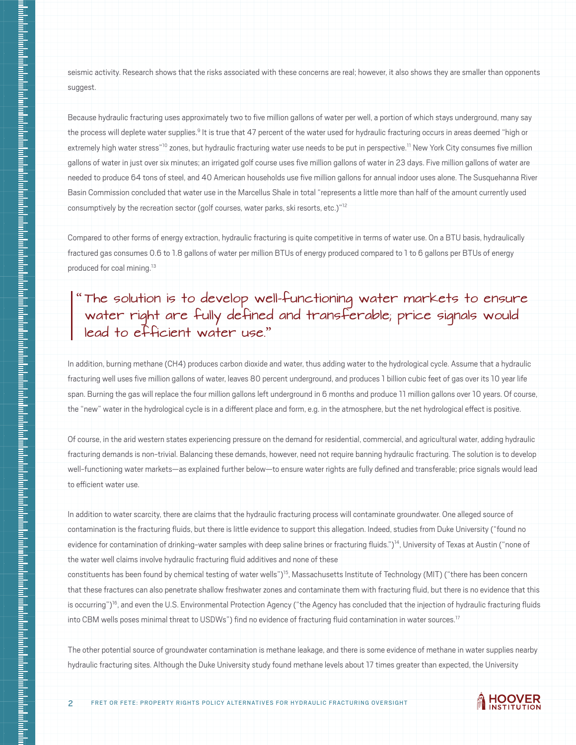seismic activity. Research shows that the risks associated with these concerns are real; however, it also shows they are smaller than opponents suggest.

Because hydraulic fracturing uses approximately two to five million gallons of water per well, a portion of which stays underground, many say the process will deplete water supplies.[9] It is true that 47 percent of the water used for hydraulic fracturing occurs in areas deemed "high or extremely high water stress"[10] zones, but hydraulic fracturing water use needs to be put in perspective.[11] New York City consumes five million gallons of water in just over six minutes; an irrigated golf course uses five million gallons of water in 23 days. Five million gallons of water are needed to produce 64 tons of steel, and 40 American households use five million gallons for annual indoor uses alone. The Susquehanna River Basin Commission concluded that water use in the Marcellus Shale in total "represents a little more than half of the amount currently used consumptively by the recreation sector (golf courses, water parks, ski resorts, etc.)"[12]

Compared to other forms of energy extraction, hydraulic fracturing is quite competitive in terms of water use. On a BTU basis, hydraulically fractured gas consumes 0.6 to 1.8 gallons of water per million BTUs of energy produced compared to 1 to 6 gallons per BTUs of energy produced for coal mining.[13]

> "The solution is to develop well-functioning water markets to ensure water right are fully defined and transferable; price signals would lead to efficient water use."

In addition, burning methane ($CH_4$) produces carbon dioxide and water, thus adding water to the hydrological cycle. Assume that a hydraulic fracturing well uses five million gallons of water, leaves 80 percent underground, and produces 1 billion cubic feet of gas over its 10 year life span. Burning the gas will replace the four million gallons left underground in 6 months and produce 11 million gallons over 10 years. Of course, the "new" water in the hydrological cycle is in a different place and form, e.g. in the atmosphere, but the net hydrological effect is positive.

Of course, in the arid western states experiencing pressure on the demand for residential, commercial, and agricultural water, adding hydraulic fracturing demands is non-trivial. Balancing these demands, however, need not require banning hydraulic fracturing. The solution is to develop well-functioning water markets—as explained further below—to ensure water rights are fully defined and transferable; price signals would lead to efficient water use.

In addition to water scarcity, there are claims that the hydraulic fracturing process will contaminate groundwater. One alleged source of contamination is the fracturing fluids, but there is little evidence to support this allegation. Indeed, studies from Duke University ("found no evidence for contamination of drinking-water samples with deep saline brines or fracturing fluids.")[14], University of Texas at Austin ("none of the water well claims involve hydraulic fracturing fluid additives and none of these constituents has been found by chemical testing of water wells")[15], Massachusetts Institute of Technology (MIT) ("there has been concern that these fractures can also penetrate shallow freshwater zones and contaminate them with fracturing fluid, but there is no evidence that this is occurring")[16], and even the U.S. Environmental Protection Agency ("the Agency has concluded that the injection of hydraulic fracturing fluids into CBM wells poses minimal threat to USDWs") find no evidence of fracturing fluid contamination in water sources.[17]

The other potential source of groundwater contamination is methane leakage, and there is some evidence of methane in water supplies nearby hydraulic fracturing sites. Although the Duke University study found methane levels about 17 times greater than expected, the University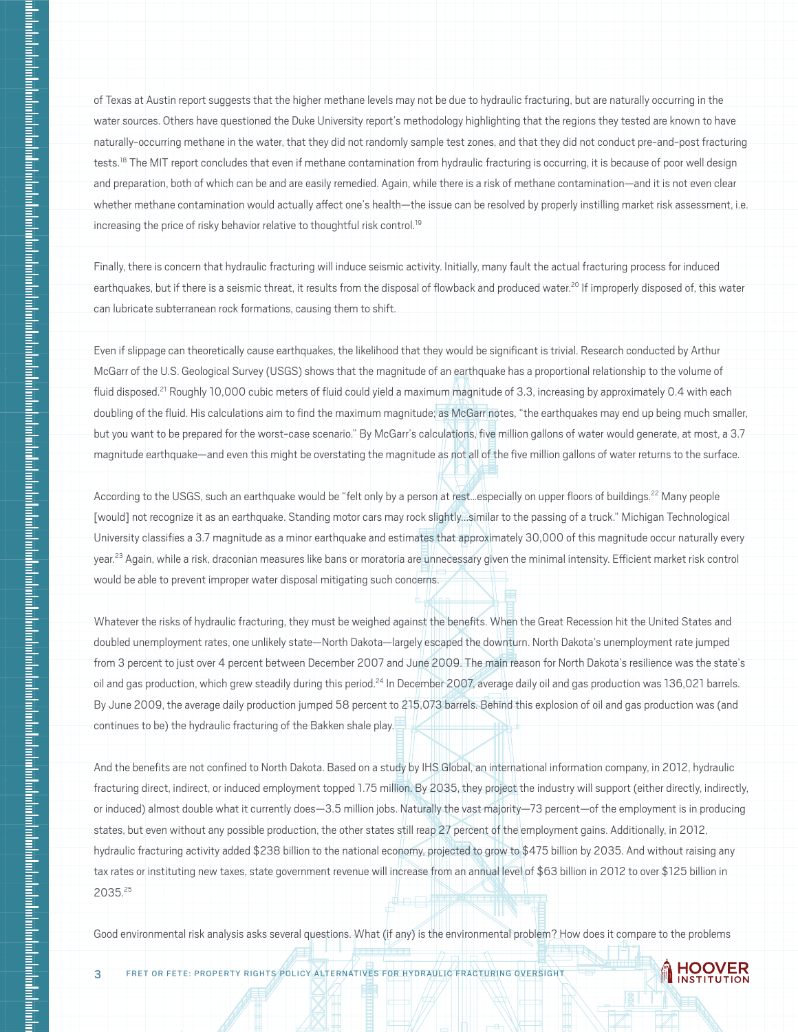of Texas at Austin report suggests that the higher methane levels may not be due to hydraulic fracturing, but are naturally occurring in the water sources. Others have questioned the Duke University report's methodology highlighting that the regions they tested are known to have naturally-occurring methane in the water, that they did not randomly sample test zones, and that they did not conduct pre-and-post fracturing tests.[18] The MIT report concludes that even if methane contamination from hydraulic fracturing is occurring, it is because of poor well design and preparation, both of which can be and are easily remedied. Again, while there is a risk of methane contamination—and it is not even clear whether methane contamination would actually affect one's health—the issue can be resolved by properly instilling market risk assessment, i.e. increasing the price of risky behavior relative to thoughtful risk control.[19]

Finally, there is concern that hydraulic fracturing will induce seismic activity. Initially, many fault the actual fracturing process for induced earthquakes, but if there is a seismic threat, it results from the disposal of flowback and produced water.[20] If improperly disposed of, this water can lubricate subterranean rock formations, causing them to shift.

Even if slippage can theoretically cause earthquakes, the likelihood that they would be significant is trivial. Research conducted by Arthur McGarr of the U.S. Geological Survey (USGS) shows that the magnitude of an earthquake has a proportional relationship to the volume of fluid disposed.[21] Roughly 10,000 cubic meters of fluid could yield a maximum magnitude of 3.3, increasing by approximately 0.4 with each doubling of the fluid. His calculations aim to find the maximum magnitude; as McGarr notes, "the earthquakes may end up being much smaller, but you want to be prepared for the worst-case scenario." By McGarr's calculations, five million gallons of water would generate, at most, a 3.7 magnitude earthquake—and even this might be overstating the magnitude as not all of the five million gallons of water returns to the surface.

According to the USGS, such an earthquake would be "felt only by a person at rest…especially on upper floors of buildings.[22] Many people [would] not recognize it as an earthquake. Standing motor cars may rock slightly…similar to the passing of a truck." Michigan Technological University classifies a 3.7 magnitude as a minor earthquake and estimates that approximately 30,000 of this magnitude occur naturally every year.[23] Again, while a risk, draconian measures like bans or moratoria are unnecessary given the minimal intensity. Efficient market risk control would be able to prevent improper water disposal mitigating such concerns.

Whatever the risks of hydraulic fracturing, they must be weighed against the benefits. When the Great Recession hit the United States and doubled unemployment rates, one unlikely state—North Dakota—largely escaped the downturn. North Dakota's unemployment rate jumped from 3 percent to just over 4 percent between December 2007 and June 2009. The main reason for North Dakota's resilience was the state's oil and gas production, which grew steadily during this period.[24] In December 2007, average daily oil and gas production was 136,021 barrels. By June 2009, the average daily production jumped 58 percent to 215,073 barrels. Behind this explosion of oil and gas production was (and continues to be) the hydraulic fracturing of the Bakken shale play.

And the benefits are not confined to North Dakota. Based on a study by IHS Global, an international information company, in 2012, hydraulic fracturing direct, indirect, or induced employment topped 1.75 million. By 2035, they project the industry will support (either directly, indirectly, or induced) almost double what it currently does—3.5 million jobs. Naturally the vast majority—73 percent—of the employment is in producing states, but even without any possible production, the other states still reap 27 percent of the employment gains. Additionally, in 2012, hydraulic fracturing activity added $238 billion to the national economy, projected to grow to $475 billion by 2035. And without raising any tax rates or instituting new taxes, state government revenue will increase from an annual level of $63 billion in 2012 to over $125 billion in 2035.[25]

Good environmental risk analysis asks several questions. What (if any) is the environmental problem? How does it compare to the problems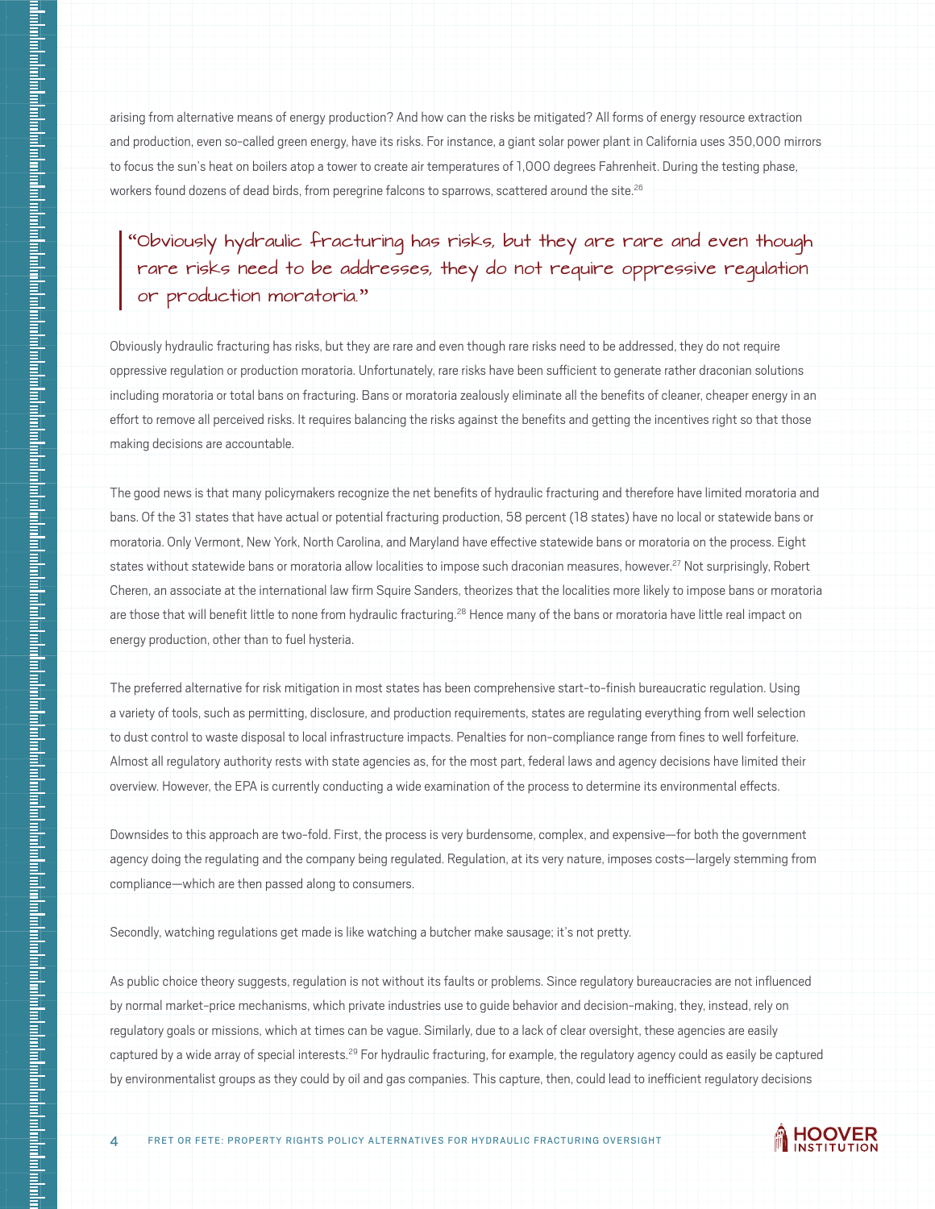arising from alternative means of energy production? And how can the risks be mitigated? All forms of energy resource extraction and production, even so-called green energy, have its risks. For instance, a giant solar power plant in California uses 350,000 mirrors to focus the sun's heat on boilers atop a tower to create air temperatures of 1,000 degrees Fahrenheit. During the testing phase, workers found dozens of dead birds, from peregrine falcons to sparrows, scattered around the site.[26]

> "Obviously hydraulic fracturing has risks, but they are rare and even though rare risks need to be addresses, they do not require oppressive regulation or production moratoria."

Obviously hydraulic fracturing has risks, but they are rare and even though rare risks need to be addressed, they do not require oppressive regulation or production moratoria. Unfortunately, rare risks have been sufficient to generate rather draconian solutions including moratoria or total bans on fracturing. Bans or moratoria zealously eliminate all the benefits of cleaner, cheaper energy in an effort to remove all perceived risks. It requires balancing the risks against the benefits and getting the incentives right so that those making decisions are accountable.

The good news is that many policymakers recognize the net benefits of hydraulic fracturing and therefore have limited moratoria and bans. Of the 31 states that have actual or potential fracturing production, 58 percent (18 states) have no local or statewide bans or moratoria. Only Vermont, New York, North Carolina, and Maryland have effective statewide bans or moratoria on the process. Eight states without statewide bans or moratoria allow localities to impose such draconian measures, however.[27] Not surprisingly, Robert Cheren, an associate at the international law firm Squire Sanders, theorizes that the localities more likely to impose bans or moratoria are those that will benefit little to none from hydraulic fracturing.[28] Hence many of the bans or moratoria have little real impact on energy production, other than to fuel hysteria.

The preferred alternative for risk mitigation in most states has been comprehensive start-to-finish bureaucratic regulation. Using a variety of tools, such as permitting, disclosure, and production requirements, states are regulating everything from well selection to dust control to waste disposal to local infrastructure impacts. Penalties for non-compliance range from fines to well forfeiture. Almost all regulatory authority rests with state agencies as, for the most part, federal laws and agency decisions have limited their overview. However, the EPA is currently conducting a wide examination of the process to determine its environmental effects.

Downsides to this approach are two-fold. First, the process is very burdensome, complex, and expensive—for both the government agency doing the regulating and the company being regulated. Regulation, at its very nature, imposes costs—largely stemming from compliance—which are then passed along to consumers.

Secondly, watching regulations get made is like watching a butcher make sausage; it's not pretty.

As public choice theory suggests, regulation is not without its faults or problems. Since regulatory bureaucracies are not influenced by normal market-price mechanisms, which private industries use to guide behavior and decision-making, they, instead, rely on regulatory goals or missions, which at times can be vague. Similarly, due to a lack of clear oversight, these agencies are easily captured by a wide array of special interests.[29] For hydraulic fracturing, for example, the regulatory agency could as easily be captured by environmentalist groups as they could by oil and gas companies. This capture, then, could lead to inefficient regulatory decisions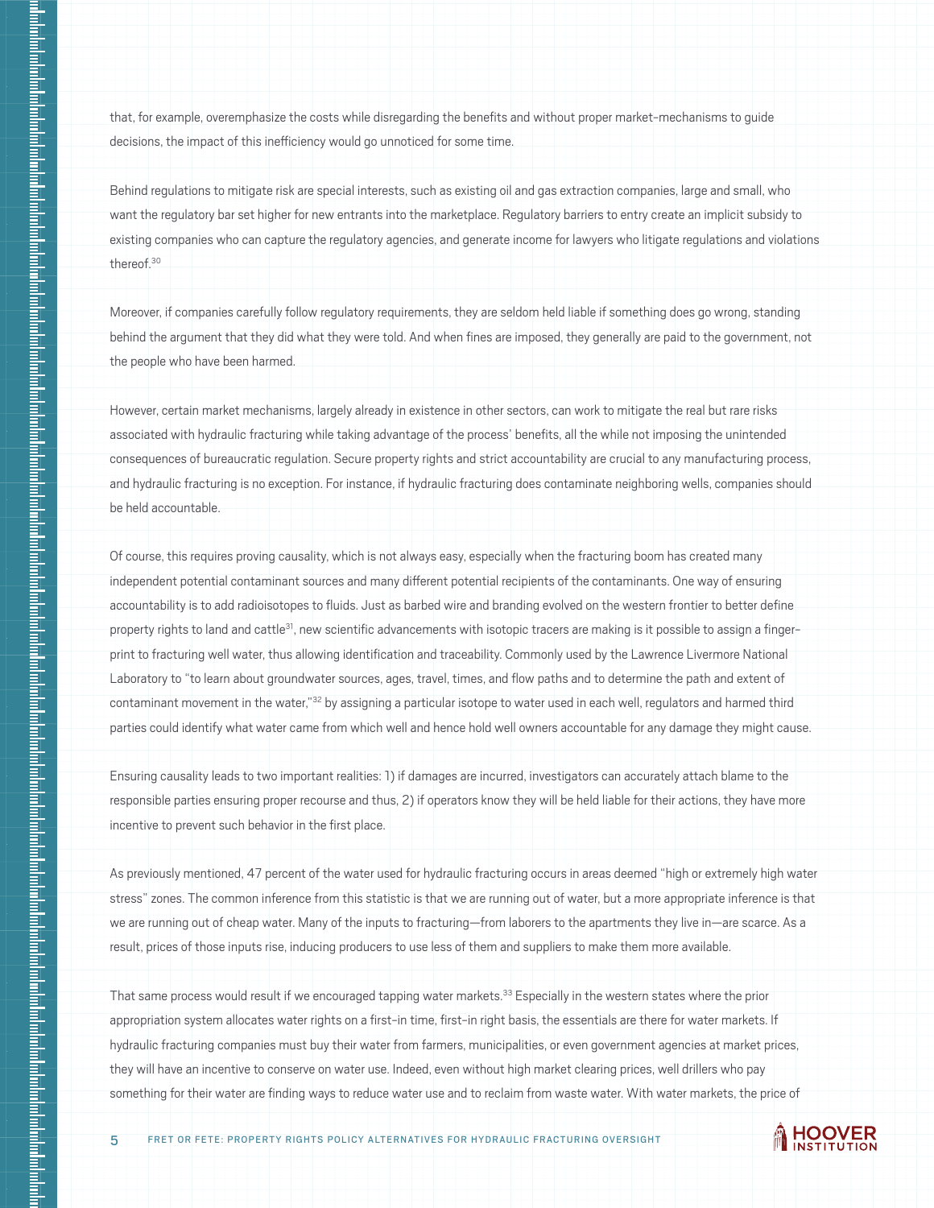that, for example, overemphasize the costs while disregarding the benefits and without proper market-mechanisms to guide decisions, the impact of this inefficiency would go unnoticed for some time.

Behind regulations to mitigate risk are special interests, such as existing oil and gas extraction companies, large and small, who want the regulatory bar set higher for new entrants into the marketplace. Regulatory barriers to entry create an implicit subsidy to existing companies who can capture the regulatory agencies, and generate income for lawyers who litigate regulations and violations thereof.[30]

Moreover, if companies carefully follow regulatory requirements, they are seldom held liable if something does go wrong, standing behind the argument that they did what they were told. And when fines are imposed, they generally are paid to the government, not the people who have been harmed.

However, certain market mechanisms, largely already in existence in other sectors, can work to mitigate the real but rare risks associated with hydraulic fracturing while taking advantage of the process' benefits, all the while not imposing the unintended consequences of bureaucratic regulation. Secure property rights and strict accountability are crucial to any manufacturing process, and hydraulic fracturing is no exception. For instance, if hydraulic fracturing does contaminate neighboring wells, companies should be held accountable.

Of course, this requires proving causality, which is not always easy, especially when the fracturing boom has created many independent potential contaminant sources and many different potential recipients of the contaminants. One way of ensuring accountability is to add radioisotopes to fluids. Just as barbed wire and branding evolved on the western frontier to better define property rights to land and cattle[31], new scientific advancements with isotopic tracers are making is it possible to assign a finger-print to fracturing well water, thus allowing identification and traceability. Commonly used by the Lawrence Livermore National Laboratory to "to learn about groundwater sources, ages, travel, times, and flow paths and to determine the path and extent of contaminant movement in the water,"[32] by assigning a particular isotope to water used in each well, regulators and harmed third parties could identify what water came from which well and hence hold well owners accountable for any damage they might cause.

Ensuring causality leads to two important realities: 1) if damages are incurred, investigators can accurately attach blame to the responsible parties ensuring proper recourse and thus, 2) if operators know they will be held liable for their actions, they have more incentive to prevent such behavior in the first place.

As previously mentioned, 47 percent of the water used for hydraulic fracturing occurs in areas deemed "high or extremely high water stress" zones. The common inference from this statistic is that we are running out of water, but a more appropriate inference is that we are running out of cheap water. Many of the inputs to fracturing—from laborers to the apartments they live in—are scarce. As a result, prices of those inputs rise, inducing producers to use less of them and suppliers to make them more available.

That same process would result if we encouraged tapping water markets.[33] Especially in the western states where the prior appropriation system allocates water rights on a first-in time, first-in right basis, the essentials are there for water markets. If hydraulic fracturing companies must buy their water from farmers, municipalities, or even government agencies at market prices, they will have an incentive to conserve on water use. Indeed, even without high market clearing prices, well drillers who pay something for their water are finding ways to reduce water use and to reclaim from waste water. With water markets, the price of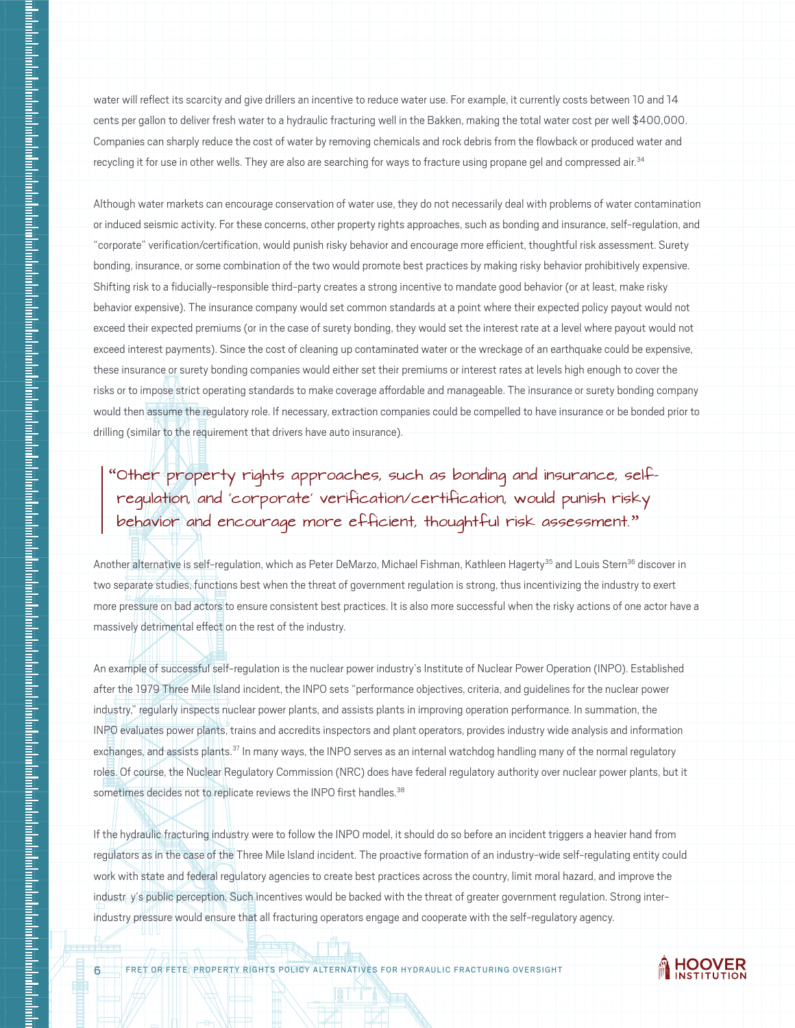water will reflect its scarcity and give drillers an incentive to reduce water use. For example, it currently costs between 10 and 14 cents per gallon to deliver fresh water to a hydraulic fracturing well in the Bakken, making the total water cost per well $400,000. Companies can sharply reduce the cost of water by removing chemicals and rock debris from the flowback or produced water and recycling it for use in other wells. They are also are searching for ways to fracture using propane gel and compressed air.[34]

Although water markets can encourage conservation of water use, they do not necessarily deal with problems of water contamination or induced seismic activity. For these concerns, other property rights approaches, such as bonding and insurance, self-regulation, and "corporate" verification/certification, would punish risky behavior and encourage more efficient, thoughtful risk assessment. Surety bonding, insurance, or some combination of the two would promote best practices by making risky behavior prohibitively expensive. Shifting risk to a fiducially-responsible third-party creates a strong incentive to mandate good behavior (or at least, make risky behavior expensive). The insurance company would set common standards at a point where their expected policy payout would not exceed their expected premiums (or in the case of surety bonding, they would set the interest rate at a level where payout would not exceed interest payments). Since the cost of cleaning up contaminated water or the wreckage of an earthquake could be expensive, these insurance or surety bonding companies would either set their premiums or interest rates at levels high enough to cover the risks or to impose strict operating standards to make coverage affordable and manageable. The insurance or surety bonding company would then assume the regulatory role. If necessary, extraction companies could be compelled to have insurance or be bonded prior to drilling (similar to the requirement that drivers have auto insurance).

> "Other property rights approaches, such as bonding and insurance, self-regulation, and 'corporate' verification/certification, would punish risky behavior and encourage more efficient, thoughtful risk assessment."

Another alternative is self-regulation, which as Peter DeMarzo, Michael Fishman, Kathleen Hagerty[35] and Louis Stern[36] discover in two separate studies, functions best when the threat of government regulation is strong, thus incentivizing the industry to exert more pressure on bad actors to ensure consistent best practices. It is also more successful when the risky actions of one actor have a massively detrimental effect on the rest of the industry.

An example of successful self-regulation is the nuclear power industry's Institute of Nuclear Power Operation (INPO). Established after the 1979 Three Mile Island incident, the INPO sets "performance objectives, criteria, and guidelines for the nuclear power industry," regularly inspects nuclear power plants, and assists plants in improving operation performance. In summation, the INPO evaluates power plants, trains and accredits inspectors and plant operators, provides industry wide analysis and information exchanges, and assists plants.[37] In many ways, the INPO serves as an internal watchdog handling many of the normal regulatory roles. Of course, the Nuclear Regulatory Commission (NRC) does have federal regulatory authority over nuclear power plants, but it sometimes decides not to replicate reviews the INPO first handles.[38]

If the hydraulic fracturing industry were to follow the INPO model, it should do so before an incident triggers a heavier hand from regulators as in the case of the Three Mile Island incident. The proactive formation of an industry-wide self-regulating entity could work with state and federal regulatory agencies to create best practices across the country, limit moral hazard, and improve the industr y's public perception. Such incentives would be backed with the threat of greater government regulation. Strong inter-industry pressure would ensure that all fracturing operators engage and cooperate with the self-regulatory agency.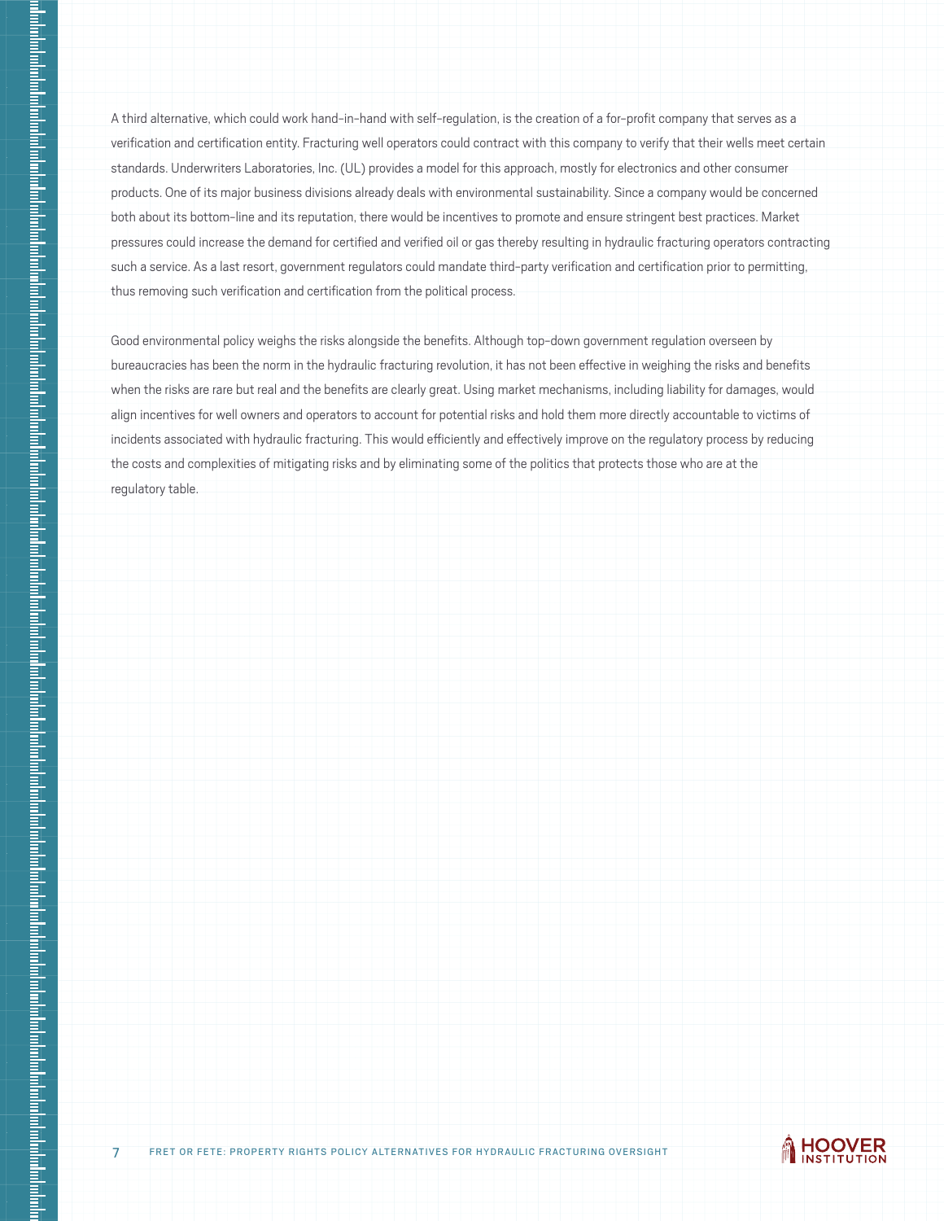A third alternative, which could work hand-in-hand with self-regulation, is the creation of a for-profit company that serves as a verification and certification entity. Fracturing well operators could contract with this company to verify that their wells meet certain standards. Underwriters Laboratories, Inc. (UL) provides a model for this approach, mostly for electronics and other consumer products. One of its major business divisions already deals with environmental sustainability. Since a company would be concerned both about its bottom-line and its reputation, there would be incentives to promote and ensure stringent best practices. Market pressures could increase the demand for certified and verified oil or gas thereby resulting in hydraulic fracturing operators contracting such a service. As a last resort, government regulators could mandate third-party verification and certification prior to permitting, thus removing such verification and certification from the political process.

Good environmental policy weighs the risks alongside the benefits. Although top-down government regulation overseen by bureaucracies has been the norm in the hydraulic fracturing revolution, it has not been effective in weighing the risks and benefits when the risks are rare but real and the benefits are clearly great. Using market mechanisms, including liability for damages, would align incentives for well owners and operators to account for potential risks and hold them more directly accountable to victims of incidents associated with hydraulic fracturing. This would efficiently and effectively improve on the regulatory process by reducing the costs and complexities of mitigating risks and by eliminating some of the politics that protects those who are at the regulatory table.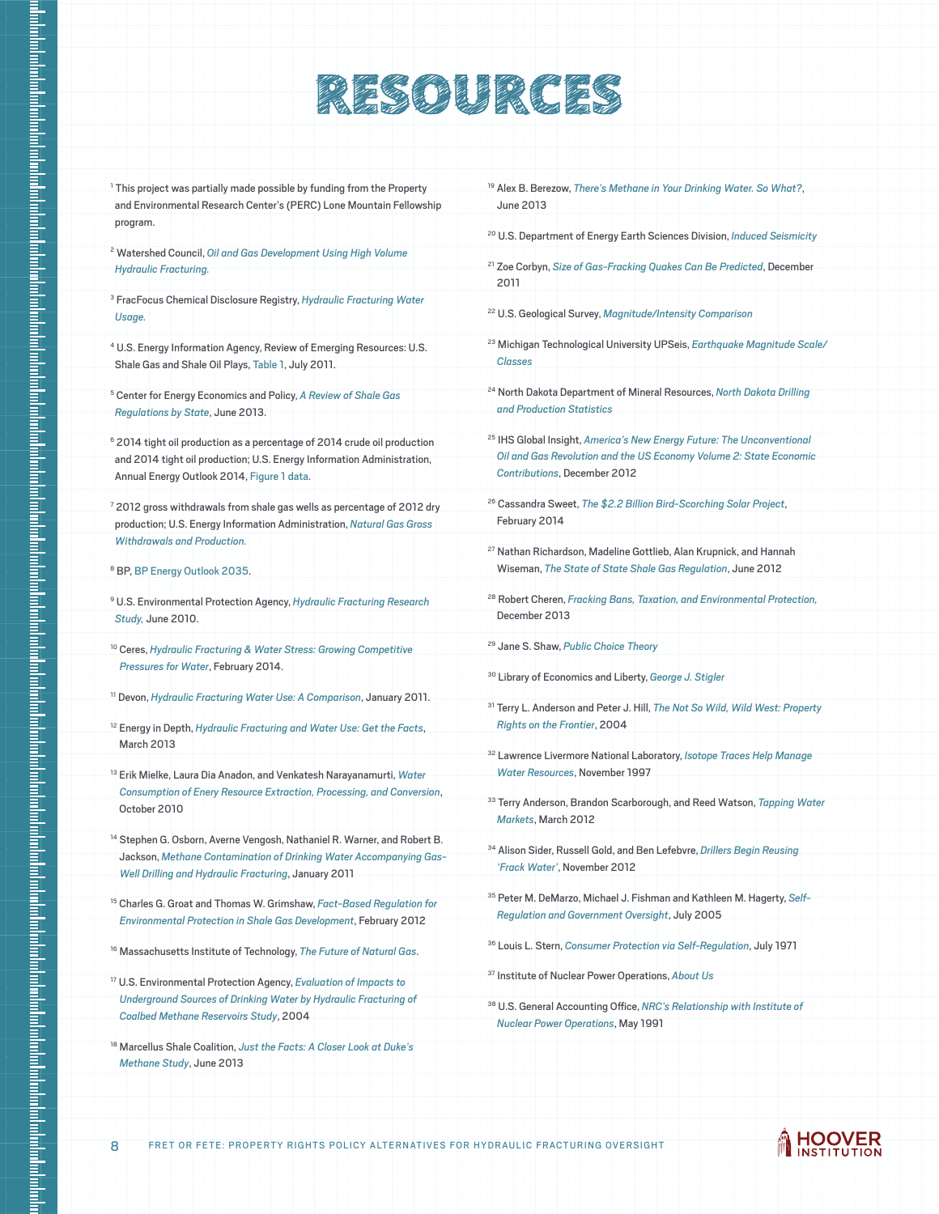# RESOURCES

[1] This project was partially made possible by funding from the Property and Environmental Research Center's (PERC) Lone Mountain Fellowship program.

[2] Watershed Council, *Oil and Gas Development Using High Volume Hydraulic Fracturing.*

[3] FracFocus Chemical Disclosure Registry, *Hydraulic Fracturing Water Usage.*

[4] U.S. Energy Information Agency, Review of Emerging Resources: U.S. Shale Gas and Shale Oil Plays, Table 1, July 2011.

[5] Center for Energy Economics and Policy, *A Review of Shale Gas Regulations by State*, June 2013.

[6] 2014 tight oil production as a percentage of 2014 crude oil production and 2014 tight oil production; U.S. Energy Information Administration, Annual Energy Outlook 2014, Figure 1 data.

[7] 2012 gross withdrawals from shale gas wells as percentage of 2012 dry production; U.S. Energy Information Administration, *Natural Gas Gross Withdrawals and Production.*

[8] BP, BP Energy Outlook 2035.

[9] U.S. Environmental Protection Agency, *Hydraulic Fracturing Research Study,* June 2010.

[10] Ceres, *Hydraulic Fracturing & Water Stress: Growing Competitive Pressures for Water*, February 2014.

[11] Devon, *Hydraulic Fracturing Water Use: A Comparison*, January 2011.

[12] Energy in Depth, *Hydraulic Fracturing and Water Use: Get the Facts*, March 2013

[13] Erik Mielke, Laura Dia Anadon, and Venkatesh Narayanamurti, *Water Consumption of Enery Resource Extraction, Processing, and Conversion*, October 2010

[14] Stephen G. Osborn, Averne Vengosh, Nathaniel R. Warner, and Robert B. Jackson, *Methane Contamination of Drinking Water Accompanying Gas-Well Drilling and Hydraulic Fracturing*, January 2011

[15] Charles G. Groat and Thomas W. Grimshaw, *Fact-Based Regulation for Environmental Protection in Shale Gas Development*, February 2012

[16] Massachusetts Institute of Technology, *The Future of Natural Gas*.

[17] U.S. Environmental Protection Agency, *Evaluation of Impacts to Underground Sources of Drinking Water by Hydraulic Fracturing of Coalbed Methane Reservoirs Study*, 2004

[18] Marcellus Shale Coalition, *Just the Facts: A Closer Look at Duke's Methane Study*, June 2013

[19] Alex B. Berezow, *There's Methane in Your Drinking Water. So What?*, June 2013

[20] U.S. Department of Energy Earth Sciences Division, *Induced Seismicity*

[21] Zoe Corbyn, *Size of Gas-Fracking Quakes Can Be Predicted*, December 2011

[22] U.S. Geological Survey, *Magnitude/Intensity Comparison*

[23] Michigan Technological University UPSeis, *Earthquake Magnitude Scale/ Classes*

[24] North Dakota Department of Mineral Resources, *North Dakota Drilling and Production Statistics*

[25] IHS Global Insight, *America's New Energy Future: The Unconventional Oil and Gas Revolution and the US Economy Volume 2: State Economic Contributions*, December 2012

[26] Cassandra Sweet, *The $2.2 Billion Bird-Scorching Solar Project*, February 2014

[27] Nathan Richardson, Madeline Gottlieb, Alan Krupnick, and Hannah Wiseman, *The State of State Shale Gas Regulation*, June 2012

[28] Robert Cheren, *Fracking Bans, Taxation, and Environmental Protection,* December 2013

[29] Jane S. Shaw, *Public Choice Theory*

[30] Library of Economics and Liberty, *George J. Stigler*

[31] Terry L. Anderson and Peter J. Hill, *The Not So Wild, Wild West: Property Rights on the Frontier*, 2004

[32] Lawrence Livermore National Laboratory, *Isotope Traces Help Manage Water Resources*, November 1997

[33] Terry Anderson, Brandon Scarborough, and Reed Watson, *Tapping Water Markets*, March 2012

[34] Alison Sider, Russell Gold, and Ben Lefebvre, *Drillers Begin Reusing 'Frack Water'*, November 2012

[35] Peter M. DeMarzo, Michael J. Fishman and Kathleen M. Hagerty, *Self-Regulation and Government Oversight*, July 2005

[36] Louis L. Stern, *Consumer Protection via Self-Regulation*, July 1971

[37] Institute of Nuclear Power Operations, *About Us*

[38] U.S. General Accounting Office, *NRC's Relationship with Institute of Nuclear Power Operations*, May 1991